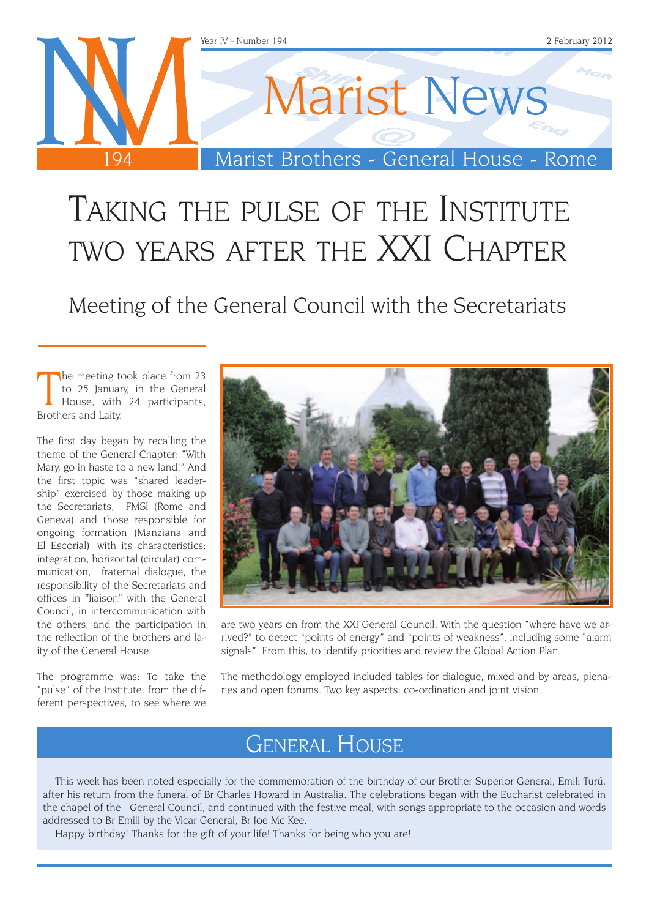Year IV - Number 194 | 2 February 2012

# Marist News

Marist Brothers - General House - Rome

# Taking the pulse of the Institute two years after the XXI Chapter

## Meeting of the General Council with the Secretariats

The meeting took place from 23 to 25 January, in the General House, with 24 participants, Brothers and Laity.

The first day began by recalling the theme of the General Chapter: "With Mary, go in haste to a new land!" And the first topic was "shared leadership" exercised by those making up the Secretariats, FMSI (Rome and Geneva) and those responsible for ongoing formation (Manziana and El Escorial), with its characteristics: integration, horizontal (circular) communication, fraternal dialogue, the responsibility of the Secretariats and offices in "liaison" with the General Council, in intercommunication with the others, and the participation in the reflection of the brothers and laity of the General House.

The programme was: To take the "pulse" of the Institute, from the different perspectives, to see where we are two years on from the XXI General Council. With the question "where have we arrived?" to detect "points of energy" and "points of weakness", including some "alarm signals". From this, to identify priorities and review the Global Action Plan.

The methodology employed included tables for dialogue, mixed and by areas, plenaries and open forums. Two key aspects: co-ordination and joint vision.

## General House

This week has been noted especially for the commemoration of the birthday of our Brother Superior General, Emili Turú, after his return from the funeral of Br Charles Howard in Australia. The celebrations began with the Eucharist celebrated in the chapel of the General Council, and continued with the festive meal, with songs appropriate to the occasion and words addressed to Br Emili by the Vicar General, Br Joe Mc Kee.

Happy birthday! Thanks for the gift of your life! Thanks for being who you are!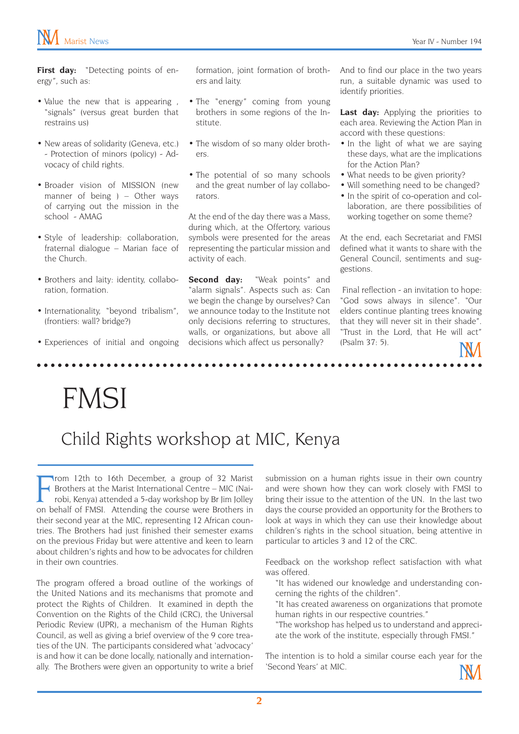**First day:** "Detecting points of energy", such as:

- Value the new that is appearing , "signals" (versus great burden that restrains us)
- New areas of solidarity (Geneva, etc.) - Protection of minors (policy) - Advocacy of child rights.
- Broader vision of MISSION (new manner of being ) – Other ways of carrying out the mission in the school - AMAG
- Style of leadership: collaboration, fraternal dialogue – Marian face of the Church.
- Brothers and laity: identity, collaboration, formation.
- Internationality, "beyond tribalism", (frontiers: wall? bridge?)
- Experiences of initial and ongoing formation, joint formation of brothers and laity.
- The "energy" coming from young brothers in some regions of the Institute.
- The wisdom of so many older brothers.
- The potential of so many schools and the great number of lay collaborators.

At the end of the day there was a Mass, during which, at the Offertory, various symbols were presented for the areas representing the particular mission and activity of each.

**Second day:** "Weak points" and "alarm signals". Aspects such as: Can we begin the change by ourselves? Can we announce today to the Institute not only decisions referring to structures, walls, or organizations, but above all decisions which affect us personally?

And to find our place in the two years run, a suitable dynamic was used to identify priorities.

**Last day:** Applying the priorities to each area. Reviewing the Action Plan in accord with these questions:

- In the light of what we are saying these days, what are the implications for the Action Plan?
- What needs to be given priority?
- Will something need to be changed?
- In the spirit of co-operation and collaboration, are there possibilities of working together on some theme?

At the end, each Secretariat and FMSI defined what it wants to share with the General Council, sentiments and suggestions.

Final reflection - an invitation to hope: "God sows always in silence". "Our elders continue planting trees knowing that they will never sit in their shade". "Trust in the Lord, that He will act" (Psalm 37: 5).

# FMSI

## Child Rights workshop at MIC, Kenya

From 12th to 16th December, a group of 32 Marist Brothers at the Marist International Centre – MIC (Nairobi, Kenya) attended a 5-day workshop by Br Jim Jolley on behalf of FMSI. Attending the course were Brothers in their second year at the MIC, representing 12 African countries. The Brothers had just finished their semester exams on the previous Friday but were attentive and keen to learn about children's rights and how to be advocates for children in their own countries.

The program offered a broad outline of the workings of the United Nations and its mechanisms that promote and protect the Rights of Children. It examined in depth the Convention on the Rights of the Child (CRC), the Universal Periodic Review (UPR), a mechanism of the Human Rights Council, as well as giving a brief overview of the 9 core treaties of the UN. The participants considered what 'advocacy' is and how it can be done locally, nationally and internationally. The Brothers were given an opportunity to write a brief submission on a human rights issue in their own country and were shown how they can work closely with FMSI to bring their issue to the attention of the UN. In the last two days the course provided an opportunity for the Brothers to look at ways in which they can use their knowledge about children's rights in the school situation, being attentive in particular to articles 3 and 12 of the CRC.

Feedback on the workshop reflect satisfaction with what was offered.

"It has widened our knowledge and understanding concerning the rights of the children".

"It has created awareness on organizations that promote human rights in our respective countries."

"The workshop has helped us to understand and appreciate the work of the institute, especially through FMSI."

The intention is to hold a similar course each year for the 'Second Years' at MIC.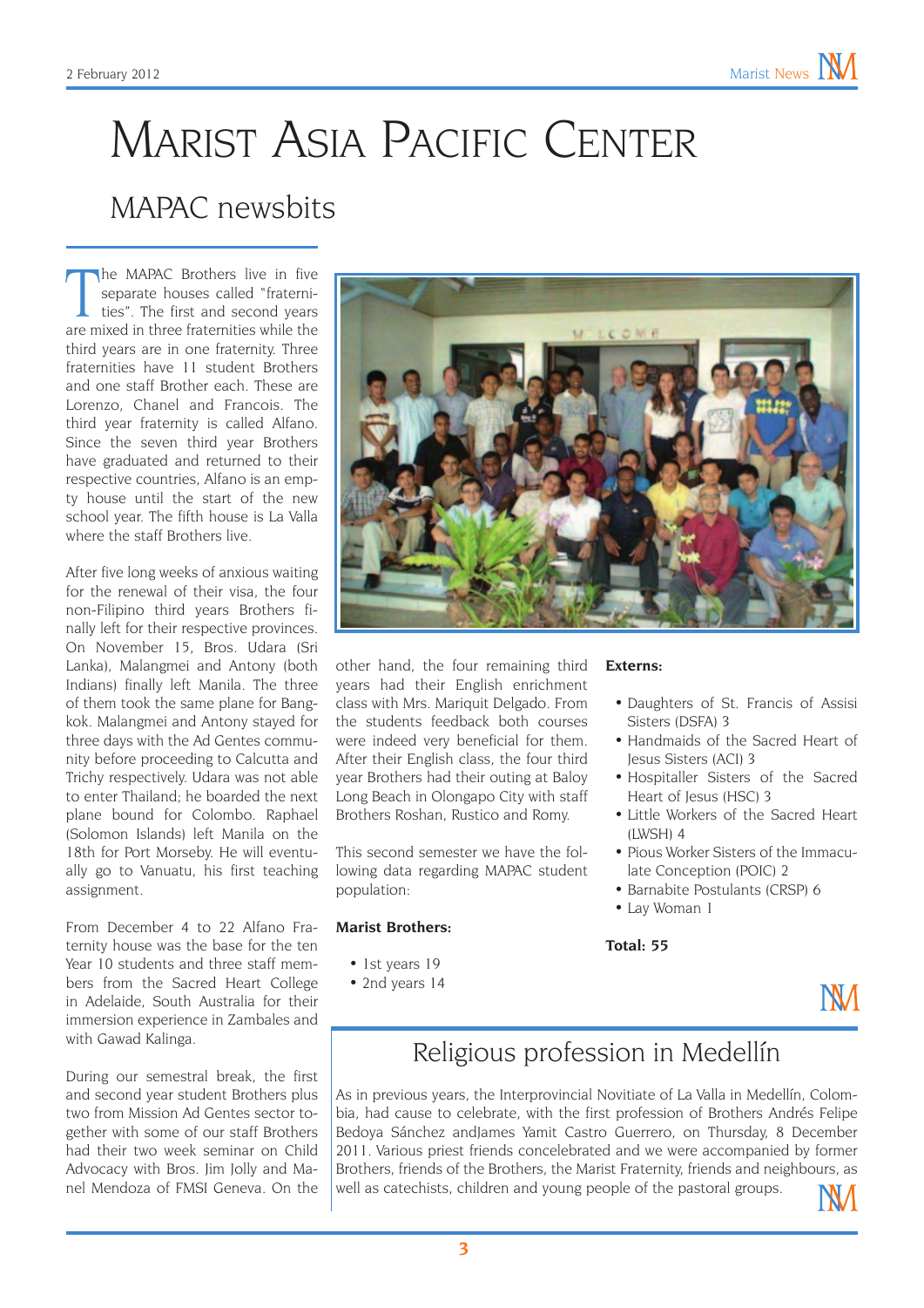# Marist Asia Pacific Center

## MAPAC newsbits

The MAPAC Brothers live in five separate houses called "fraternities". The first and second years are mixed in three fraternities while the third years are in one fraternity. Three fraternities have 11 student Brothers and one staff Brother each. These are Lorenzo, Chanel and Francois. The third year fraternity is called Alfano. Since the seven third year Brothers have graduated and returned to their respective countries, Alfano is an empty house until the start of the new school year. The fifth house is La Valla where the staff Brothers live.

After five long weeks of anxious waiting for the renewal of their visa, the four non-Filipino third years Brothers finally left for their respective provinces. On November 15, Bros. Udara (Sri Lanka), Malangmei and Antony (both Indians) finally left Manila. The three of them took the same plane for Bangkok. Malangmei and Antony stayed for three days with the Ad Gentes community before proceeding to Calcutta and Trichy respectively. Udara was not able to enter Thailand; he boarded the next plane bound for Colombo. Raphael (Solomon Islands) left Manila on the 18th for Port Morseby. He will eventually go to Vanuatu, his first teaching assignment.

From December 4 to 22 Alfano Fraternity house was the base for the ten Year 10 students and three staff members from the Sacred Heart College in Adelaide, South Australia for their immersion experience in Zambales and with Gawad Kalinga.

During our semestral break, the first and second year student Brothers plus two from Mission Ad Gentes sector together with some of our staff Brothers had their two week seminar on Child Advocacy with Bros. Jim Jolly and Manel Mendoza of FMSI Geneva. On the other hand, the four remaining third years had their English enrichment class with Mrs. Mariquit Delgado. From the students feedback both courses were indeed beneficial for them. After their English class, the four third year Brothers had their outing at Baloy Long Beach in Olongapo City with staff Brothers Roshan, Rustico and Romy.

This second semester we have the following data regarding MAPAC student population:

**Marist Brothers:**

- 1st years 19
- 2nd years 14

**Externs:**

- Daughters of St. Francis of Assisi Sisters (DSFA) 3
- Handmaids of the Sacred Heart of Jesus Sisters (ACI) 3
- Hospitaller Sisters of the Sacred Heart of Jesus (HSC) 3
- Little Workers of the Sacred Heart (LWSH) 4
- Pious Worker Sisters of the Immaculate Conception (POIC) 2
- Barnabite Postulants (CRSP) 6
- Lay Woman 1

**Total: 55**

## Religious profession in Medellín

As in previous years, the Interprovincial Novitiate of La Valla in Medellín, Colombia, had cause to celebrate, with the first profession of Brothers Andrés Felipe Bedoya Sánchez andJames Yamit Castro Guerrero, on Thursday, 8 December 2011. Various priest friends concelebrated and we were accompanied by former Brothers, friends of the Brothers, the Marist Fraternity, friends and neighbours, as well as catechists, children and young people of the pastoral groups.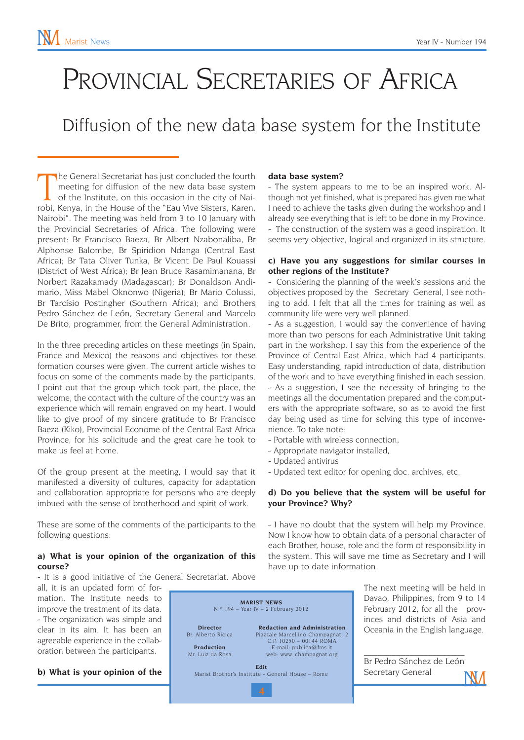# Provincial Secretaries of Africa

## Diffusion of the new data base system for the Institute

The General Secretariat has just concluded the fourth meeting for diffusion of the new data base system of the Institute, on this occasion in the city of Nairobi, Kenya, in the House of the "Eau Vive Sisters, Karen, Nairobi". The meeting was held from 3 to 10 January with the Provincial Secretaries of Africa. The following were present: Br Francisco Baeza, Br Albert Nzabonaliba, Br Alphonse Balombe, Br Spiridion Ndanga (Central East Africa); Br Tata Oliver Tunka, Br Vicent De Paul Kouassi (District of West Africa); Br Jean Bruce Rasamimanana, Br Norbert Razakamady (Madagascar); Br Donaldson Andimario, Miss Mabel Oknonwo (Nigeria); Br Mario Colussi, Br Tarcísio Postingher (Southern Africa); and Brothers Pedro Sánchez de León, Secretary General and Marcelo De Brito, programmer, from the General Administration.

In the three preceding articles on these meetings (in Spain, France and Mexico) the reasons and objectives for these formation courses were given. The current article wishes to focus on some of the comments made by the participants. I point out that the group which took part, the place, the welcome, the contact with the culture of the country was an experience which will remain engraved on my heart. I would like to give proof of my sincere gratitude to Br Francisco Baeza (Kiko), Provincial Econome of the Central East Africa Province, for his solicitude and the great care he took to make us feel at home.

Of the group present at the meeting, I would say that it manifested a diversity of cultures, capacity for adaptation and collaboration appropriate for persons who are deeply imbued with the sense of brotherhood and spirit of work.

These are some of the comments of the participants to the following questions:

**a) What is your opinion of the organization of this course?**

- It is a good initiative of the General Secretariat. Above all, it is an updated form of formation. The Institute needs to improve the treatment of its data.
- The organization was simple and clear in its aim. It has been an agreeable experience in the collaboration between the participants.

**b) What is your opinion of the data base system?**

- The system appears to me to be an inspired work. Although not yet finished, what is prepared has given me what I need to achieve the tasks given during the workshop and I already see everything that is left to be done in my Province.
- The construction of the system was a good inspiration. It seems very objective, logical and organized in its structure.

**c) Have you any suggestions for similar courses in other regions of the Institute?**

- Considering the planning of the week's sessions and the objectives proposed by the Secretary General, I see nothing to add. I felt that all the times for training as well as community life were very well planned.
- As a suggestion, I would say the convenience of having more than two persons for each Administrative Unit taking part in the workshop. I say this from the experience of the Province of Central East Africa, which had 4 participants. Easy understanding, rapid introduction of data, distribution of the work and to have everything finished in each session.
- As a suggestion, I see the necessity of bringing to the meetings all the documentation prepared and the computers with the appropriate software, so as to avoid the first day being used as time for solving this type of inconvenience. To take note:
- Portable with wireless connection,
- Appropriate navigator installed,
- Updated antivirus
- Updated text editor for opening doc. archives, etc.

**d) Do you believe that the system will be useful for your Province? Why?**

- I have no doubt that the system will help my Province. Now I know how to obtain data of a personal character of each Brother, house, role and the form of responsibility in the system. This will save me time as Secretary and I will have up to date information.

The next meeting will be held in Davao, Philippines, from 9 to 14 February 2012, for all the provinces and districts of Asia and Oceania in the English language.

Br Pedro Sánchez de León
Secretary General

---

**MARIST NEWS**
N.º 194 – Year IV – 2 February 2012

**Director**
Br. Alberto Ricica

**Production**
Mr. Luiz da Rosa

**Redaction and Administration**
Piazzale Marcellino Champagnat, 2
C.P. 10250 – 00144 ROMA
E-mail: publica@fms.it
web: www. champagnat.org

**Edit**
Marist Brother's Institute - General House – Rome